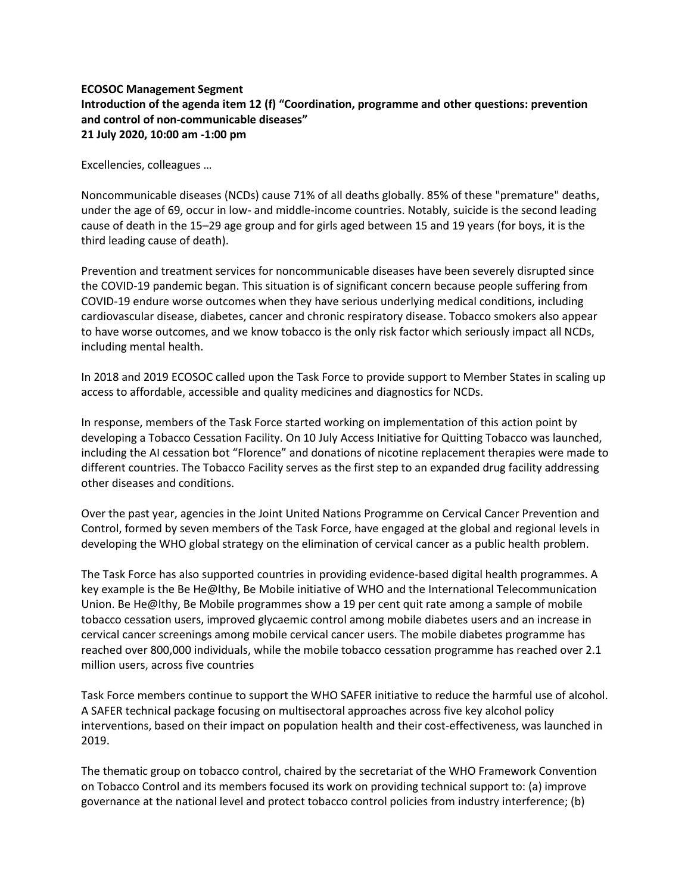**ECOSOC Management Segment**
**Introduction of the agenda item 12 (f) "Coordination, programme and other questions: prevention and control of non-communicable diseases"**
**21 July 2020, 10:00 am -1:00 pm**

Excellencies, colleagues …

Noncommunicable diseases (NCDs) cause 71% of all deaths globally. 85% of these "premature" deaths, under the age of 69, occur in low- and middle-income countries. Notably, suicide is the second leading cause of death in the 15–29 age group and for girls aged between 15 and 19 years (for boys, it is the third leading cause of death).

Prevention and treatment services for noncommunicable diseases have been severely disrupted since the COVID-19 pandemic began. This situation is of significant concern because people suffering from COVID-19 endure worse outcomes when they have serious underlying medical conditions, including cardiovascular disease, diabetes, cancer and chronic respiratory disease. Tobacco smokers also appear to have worse outcomes, and we know tobacco is the only risk factor which seriously impact all NCDs, including mental health.

In 2018 and 2019 ECOSOC called upon the Task Force to provide support to Member States in scaling up access to affordable, accessible and quality medicines and diagnostics for NCDs.

In response, members of the Task Force started working on implementation of this action point by developing a Tobacco Cessation Facility. On 10 July Access Initiative for Quitting Tobacco was launched, including the AI cessation bot "Florence" and donations of nicotine replacement therapies were made to different countries. The Tobacco Facility serves as the first step to an expanded drug facility addressing other diseases and conditions.

Over the past year, agencies in the Joint United Nations Programme on Cervical Cancer Prevention and Control, formed by seven members of the Task Force, have engaged at the global and regional levels in developing the WHO global strategy on the elimination of cervical cancer as a public health problem.

The Task Force has also supported countries in providing evidence-based digital health programmes. A key example is the Be He@lthy, Be Mobile initiative of WHO and the International Telecommunication Union. Be He@lthy, Be Mobile programmes show a 19 per cent quit rate among a sample of mobile tobacco cessation users, improved glycaemic control among mobile diabetes users and an increase in cervical cancer screenings among mobile cervical cancer users. The mobile diabetes programme has reached over 800,000 individuals, while the mobile tobacco cessation programme has reached over 2.1 million users, across five countries

Task Force members continue to support the WHO SAFER initiative to reduce the harmful use of alcohol. A SAFER technical package focusing on multisectoral approaches across five key alcohol policy interventions, based on their impact on population health and their cost-effectiveness, was launched in 2019.

The thematic group on tobacco control, chaired by the secretariat of the WHO Framework Convention on Tobacco Control and its members focused its work on providing technical support to: (a) improve governance at the national level and protect tobacco control policies from industry interference; (b)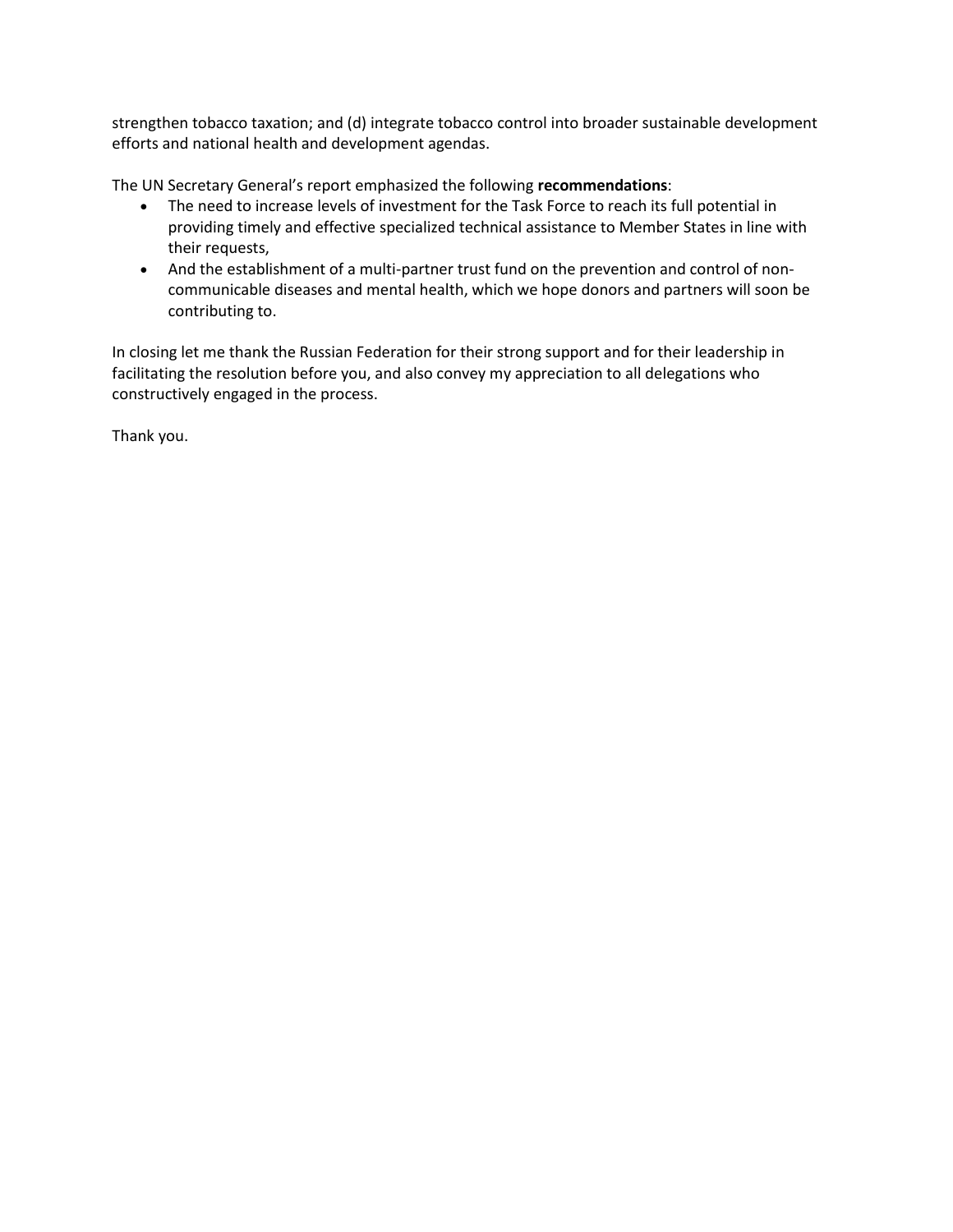strengthen tobacco taxation; and (d) integrate tobacco control into broader sustainable development efforts and national health and development agendas.

The UN Secretary General's report emphasized the following **recommendations**:

- The need to increase levels of investment for the Task Force to reach its full potential in providing timely and effective specialized technical assistance to Member States in line with their requests,
- And the establishment of a multi-partner trust fund on the prevention and control of non-communicable diseases and mental health, which we hope donors and partners will soon be contributing to.

In closing let me thank the Russian Federation for their strong support and for their leadership in facilitating the resolution before you, and also convey my appreciation to all delegations who constructively engaged in the process.

Thank you.